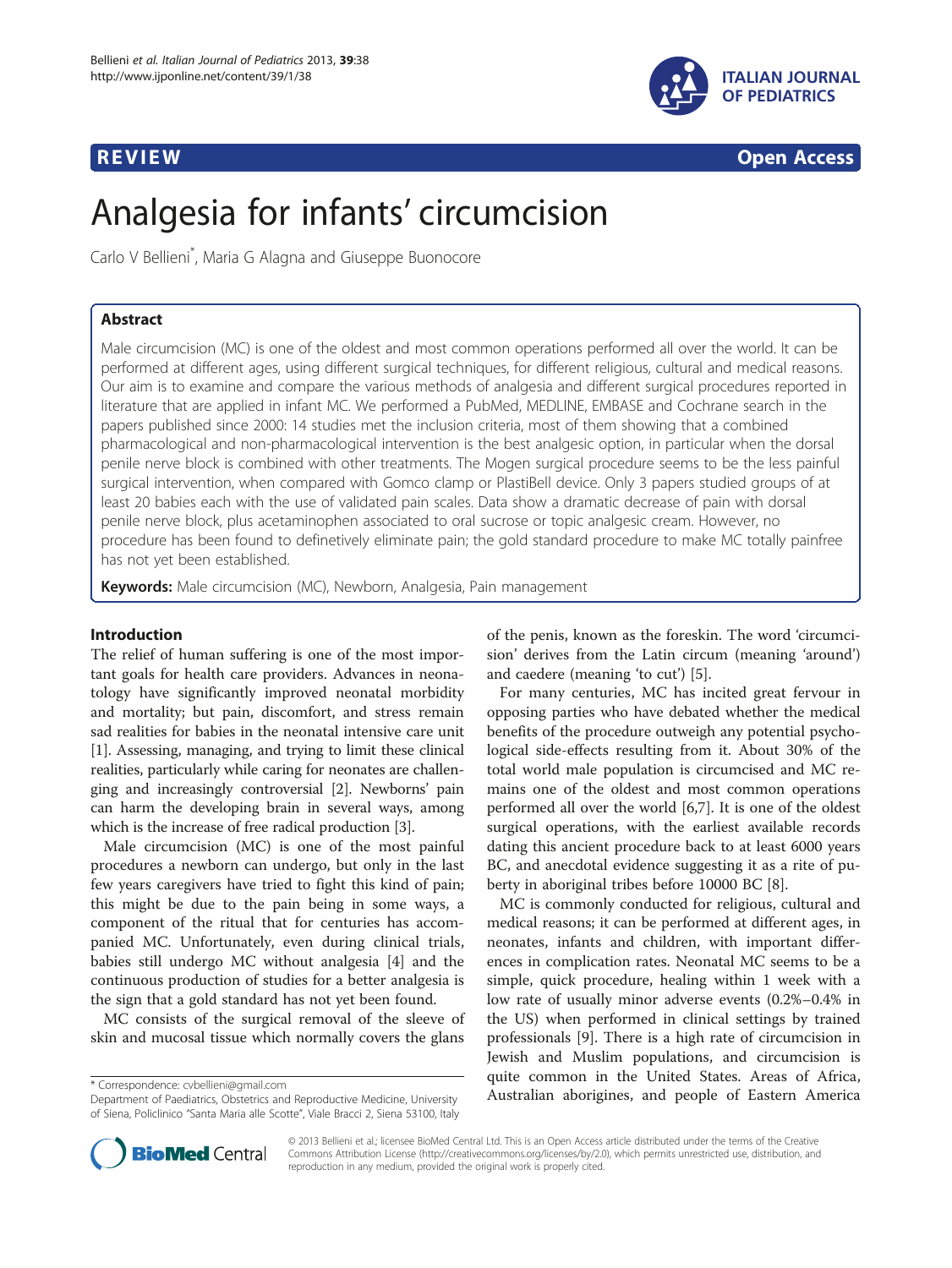REVIEW Open Access

# Analgesia for infants' circumcision

Carlo V Bellieni*, Maria G Alagna and Giuseppe Buonocore

## Abstract

Male circumcision (MC) is one of the oldest and most common operations performed all over the world. It can be performed at different ages, using different surgical techniques, for different religious, cultural and medical reasons. Our aim is to examine and compare the various methods of analgesia and different surgical procedures reported in literature that are applied in infant MC. We performed a PubMed, MEDLINE, EMBASE and Cochrane search in the papers published since 2000: 14 studies met the inclusion criteria, most of them showing that a combined pharmacological and non-pharmacological intervention is the best analgesic option, in particular when the dorsal penile nerve block is combined with other treatments. The Mogen surgical procedure seems to be the less painful surgical intervention, when compared with Gomco clamp or PlastiBell device. Only 3 papers studied groups of at least 20 babies each with the use of validated pain scales. Data show a dramatic decrease of pain with dorsal penile nerve block, plus acetaminophen associated to oral sucrose or topic analgesic cream. However, no procedure has been found to definetively eliminate pain; the gold standard procedure to make MC totally painfree has not yet been established.

**Keywords:** Male circumcision (MC), Newborn, Analgesia, Pain management

## Introduction

The relief of human suffering is one of the most important goals for health care providers. Advances in neonatology have significantly improved neonatal morbidity and mortality; but pain, discomfort, and stress remain sad realities for babies in the neonatal intensive care unit [1]. Assessing, managing, and trying to limit these clinical realities, particularly while caring for neonates are challenging and increasingly controversial [2]. Newborns' pain can harm the developing brain in several ways, among which is the increase of free radical production [3].

Male circumcision (MC) is one of the most painful procedures a newborn can undergo, but only in the last few years caregivers have tried to fight this kind of pain; this might be due to the pain being in some ways, a component of the ritual that for centuries has accompanied MC. Unfortunately, even during clinical trials, babies still undergo MC without analgesia [4] and the continuous production of studies for a better analgesia is the sign that a gold standard has not yet been found.

MC consists of the surgical removal of the sleeve of skin and mucosal tissue which normally covers the glans of the penis, known as the foreskin. The word 'circumcision' derives from the Latin circum (meaning 'around') and caedere (meaning 'to cut') [5].

For many centuries, MC has incited great fervour in opposing parties who have debated whether the medical benefits of the procedure outweigh any potential psychological side-effects resulting from it. About 30% of the total world male population is circumcised and MC remains one of the oldest and most common operations performed all over the world [6,7]. It is one of the oldest surgical operations, with the earliest available records dating this ancient procedure back to at least 6000 years BC, and anecdotal evidence suggesting it as a rite of puberty in aboriginal tribes before 10000 BC [8].

MC is commonly conducted for religious, cultural and medical reasons; it can be performed at different ages, in neonates, infants and children, with important differences in complication rates. Neonatal MC seems to be a simple, quick procedure, healing within 1 week with a low rate of usually minor adverse events (0.2%–0.4% in the US) when performed in clinical settings by trained professionals [9]. There is a high rate of circumcision in Jewish and Muslim populations, and circumcision is quite common in the United States. Areas of Africa, Australian aborigines, and people of Eastern America

\* Correspondence: cvbellieni@gmail.com
Department of Paediatrics, Obstetrics and Reproductive Medicine, University of Siena, Policlinico "Santa Maria alle Scotte", Viale Bracci 2, Siena 53100, Italy

© 2013 Bellieni et al.; licensee BioMed Central Ltd. This is an Open Access article distributed under the terms of the Creative Commons Attribution License (http://creativecommons.org/licenses/by/2.0), which permits unrestricted use, distribution, and reproduction in any medium, provided the original work is properly cited.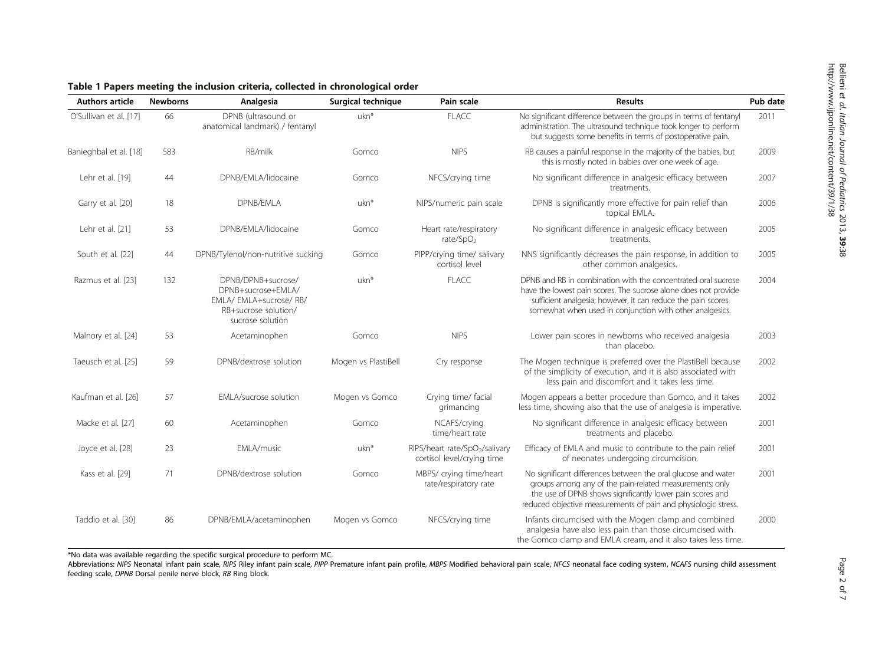**Table 1 Papers meeting the inclusion criteria, collected in chronological order**

| Authors article | Newborns | Analgesia | Surgical technique | Pain scale | Results | Pub date |
|---|---|---|---|---|---|---|
| O'Sullivan et al. [17] | 66 | DPNB (ultrasound or anatomical landmark) / fentanyl | ukn* | FLACC | No significant difference between the groups in terms of fentanyl administration. The ultrasound technique took longer to perform but suggests some benefits in terms of postoperative pain. | 2011 |
| Banieghbal et al. [18] | 583 | RB/milk | Gomco | NIPS | RB causes a painful response in the majority of the babies, but this is mostly noted in babies over one week of age. | 2009 |
| Lehr et al. [19] | 44 | DPNB/EMLA/lidocaine | Gomco | NFCS/crying time | No significant difference in analgesic efficacy between treatments. | 2007 |
| Garry et al. [20] | 18 | DPNB/EMLA | ukn* | NIPS/numeric pain scale | DPNB is significantly more effective for pain relief than topical EMLA. | 2006 |
| Lehr et al. [21] | 53 | DPNB/EMLA/lidocaine | Gomco | Heart rate/respiratory rate/$SpO_2$ | No significant difference in analgesic efficacy between treatments. | 2005 |
| South et al. [22] | 44 | DPNB/Tylenol/non-nutritive sucking | Gomco | PIPP/crying time/ salivary cortisol level | NNS significantly decreases the pain response, in addition to other common analgesics. | 2005 |
| Razmus et al. [23] | 132 | DPNB/DPNB+sucrose/ DPNB+sucrose+EMLA/ EMLA/ EMLA+sucrose/ RB/ RB+sucrose solution/ sucrose solution | ukn* | FLACC | DPNB and RB in combination with the concentrated oral sucrose have the lowest pain scores. The sucrose alone does not provide sufficient analgesia; however, it can reduce the pain scores somewhat when used in conjunction with other analgesics. | 2004 |
| Malnory et al. [24] | 53 | Acetaminophen | Gomco | NIPS | Lower pain scores in newborns who received analgesia than placebo. | 2003 |
| Taeusch et al. [25] | 59 | DPNB/dextrose solution | Mogen vs PlastiBell | Cry response | The Mogen technique is preferred over the PlastiBell because of the simplicity of execution, and it is also associated with less pain and discomfort and it takes less time. | 2002 |
| Kaufman et al. [26] | 57 | EMLA/sucrose solution | Mogen vs Gomco | Crying time/ facial grimancing | Mogen appears a better procedure than Gomco, and it takes less time, showing also that the use of analgesia is imperative. | 2002 |
| Macke et al. [27] | 60 | Acetaminophen | Gomco | NCAFS/crying time/heart rate | No significant difference in analgesic efficacy between treatments and placebo. | 2001 |
| Joyce et al. [28] | 23 | EMLA/music | ukn* | RIPS/heart rate/$SpO_2$/salivary cortisol level/crying time | Efficacy of EMLA and music to contribute to the pain relief of neonates undergoing circumcision. | 2001 |
| Kass et al. [29] | 71 | DPNB/dextrose solution | Gomco | MBPS/ crying time/heart rate/respiratory rate | No significant differences between the oral glucose and water groups among any of the pain-related measurements; only the use of DPNB shows significantly lower pain scores and reduced objective measurements of pain and physiologic stress. | 2001 |
| Taddio et al. [30] | 86 | DPNB/EMLA/acetaminophen | Mogen vs Gomco | NFCS/crying time | Infants circumcised with the Mogen clamp and combined analgesia have also less pain than those circumcised with the Gomco clamp and EMLA cream, and it also takes less time. | 2000 |

*No data was available regarding the specific surgical procedure to perform MC.

Abbreviations: *NIPS* Neonatal infant pain scale, *RIPS* Riley infant pain scale, *PIPP* Premature infant pain profile, *MBPS* Modified behavioral pain scale, *NFCS* neonatal face coding system, *NCAFS* nursing child assessment feeding scale, *DPNB* Dorsal penile nerve block, *RB* Ring block.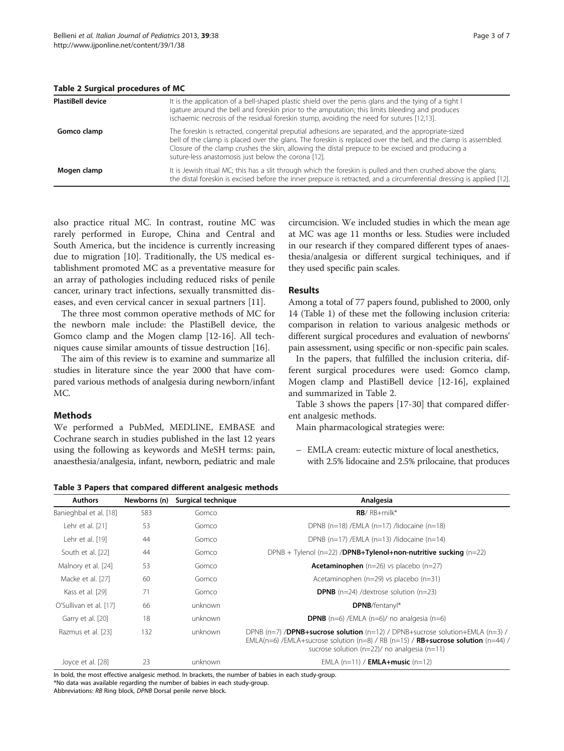**Table 2 Surgical procedures of MC**

| | |
|---|---|
| **PlastiBell device** | It is the application of a bell-shaped plastic shield over the penis glans and the tying of a tight l igature around the bell and foreskin prior to the amputation; this limits bleeding and produces ischaemic necrosis of the residual foreskin stump, avoiding the need for sutures [12,13]. |
| **Gomco clamp** | The foreskin is retracted, congenital preputial adhesions are separated, and the appropriate-sized bell of the clamp is placed over the glans. The foreskin is replaced over the bell, and the clamp is assembled. Closure of the clamp crushes the skin, allowing the distal prepuce to be excised and producing a suture-less anastomosis just below the corona [12]. |
| **Mogen clamp** | It is Jewish ritual MC; this has a slit through which the foreskin is pulled and then crushed above the glans; the distal foreskin is excised before the inner prepuce is retracted, and a circumferential dressing is applied [12]. |

also practice ritual MC. In contrast, routine MC was rarely performed in Europe, China and Central and South America, but the incidence is currently increasing due to migration [10]. Traditionally, the US medical establishment promoted MC as a preventative measure for an array of pathologies including reduced risks of penile cancer, urinary tract infections, sexually transmitted diseases, and even cervical cancer in sexual partners [11].

The three most common operative methods of MC for the newborn male include: the PlastiBell device, the Gomco clamp and the Mogen clamp [12-16]. All techniques cause similar amounts of tissue destruction [16].

The aim of this review is to examine and summarize all studies in literature since the year 2000 that have compared various methods of analgesia during newborn/infant MC.

## Methods

We performed a PubMed, MEDLINE, EMBASE and Cochrane search in studies published in the last 12 years using the following as keywords and MeSH terms: pain, anaesthesia/analgesia, infant, newborn, pediatric and male circumcision. We included studies in which the mean age at MC was age 11 months or less. Studies were included in our research if they compared different types of anaesthesia/analgesia or different surgical techiniques, and if they used specific pain scales.

## Results

Among a total of 77 papers found, published to 2000, only 14 (Table 1) of these met the following inclusion criteria: comparison in relation to various analgesic methods or different surgical procedures and evaluation of newborns' pain assessment, using specific or non-specific pain scales.

In the papers, that fulfilled the inclusion criteria, different surgical procedures were used: Gomco clamp, Mogen clamp and PlastiBell device [12-16], explained and summarized in Table 2.

Table 3 shows the papers [17-30] that compared different analgesic methods.

Main pharmacological strategies were:

– EMLA cream: eutectic mixture of local anesthetics, with 2.5% lidocaine and 2.5% prilocaine, that produces

**Table 3 Papers that compared different analgesic methods**

| Authors | Newborns (n) | Surgical technique | Analgesia |
|---|---|---|---|
| Banieghbal et al. [18] | 583 | Gomco | **RB**/ RB+milk* |
| Lehr et al. [21] | 53 | Gomco | DPNB (n=18) /EMLA (n=17) /lidocaine (n=18) |
| Lehr et al. [19] | 44 | Gomco | DPNB (n=17) /EMLA (n=13) /lidocaine (n=14) |
| South et al. [22] | 44 | Gomco | DPNB + Tylenol (n=22) /**DPNB+Tylenol+non-nutritive sucking** (n=22) |
| Malnory et al. [24] | 53 | Gomco | **Acetaminophen** (n=26) vs placebo (n=27) |
| Macke et al. [27] | 60 | Gomco | Acetaminophen (n=29) vs placebo (n=31) |
| Kass et al. [29] | 71 | Gomco | **DPNB** (n=24) /dextrose solution (n=23) |
| O'Sullivan et al. [17] | 66 | unknown | **DPNB**/fentanyl* |
| Garry et al. [20] | 18 | unknown | **DPNB** (n=6) /EMLA (n=6)/ no analgesia (n=6) |
| Razmus et al. [23] | 132 | unknown | DPNB (n=7) /**DPNB+sucrose solution** (n=12) / DPNB+sucrose solution+EMLA (n=3) / EMLA(n=6) /EMLA+sucrose solution (n=8) / RB (n=15) / **RB+sucrose solution** (n=44) / sucrose solution (n=22)/ no analgesia (n=11) |
| Joyce et al. [28] | 23 | unknown | EMLA (n=11) / **EMLA+music** (n=12) |

In bold, the most effective analgesic method. In brackets, the number of babies in each study-group.
*No data was available regarding the number of babies in each study-group.
Abbreviations: *RB* Ring block, *DPNB* Dorsal penile nerve block.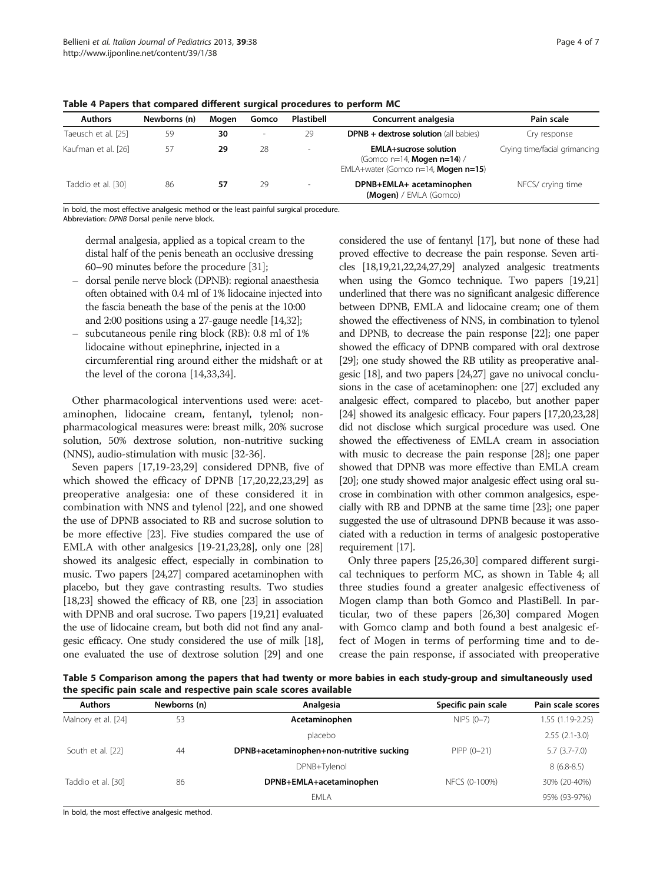**Table 4 Papers that compared different surgical procedures to perform MC**

| Authors | Newborns (n) | Mogen | Gomco | Plastibell | Concurrent analgesia | Pain scale |
|---|---|---|---|---|---|---|
| Taeusch et al. [25] | 59 | **30** | - | 29 | **DPNB + dextrose solution** (all babies) | Cry response |
| Kaufman et al. [26] | 57 | **29** | 28 | - | **EMLA+sucrose solution** (Gomco n=14, **Mogen n=14**) / EMLA+water (Gomco n=14, **Mogen n=15**) | Crying time/facial grimancing |
| Taddio et al. [30] | 86 | **57** | 29 | - | **DPNB+EMLA+ acetaminophen (Mogen)** / EMLA (Gomco) | NFCS/ crying time |

In bold, the most effective analgesic method or the least painful surgical procedure.
Abbreviation: *DPNB* Dorsal penile nerve block.

dermal analgesia, applied as a topical cream to the distal half of the penis beneath an occlusive dressing 60–90 minutes before the procedure [31];

- dorsal penile nerve block (DPNB): regional anaesthesia often obtained with 0.4 ml of 1% lidocaine injected into the fascia beneath the base of the penis at the 10:00 and 2:00 positions using a 27-gauge needle [14,32];
- subcutaneous penile ring block (RB): 0.8 ml of 1% lidocaine without epinephrine, injected in a circumferential ring around either the midshaft or at the level of the corona [14,33,34].

Other pharmacological interventions used were: acetaminophen, lidocaine cream, fentanyl, tylenol; non-pharmacological measures were: breast milk, 20% sucrose solution, 50% dextrose solution, non-nutritive sucking (NNS), audio-stimulation with music [32-36].

Seven papers [17,19-23,29] considered DPNB, five of which showed the efficacy of DPNB [17,20,22,23,29] as preoperative analgesia: one of these considered it in combination with NNS and tylenol [22], and one showed the use of DPNB associated to RB and sucrose solution to be more effective [23]. Five studies compared the use of EMLA with other analgesics [19-21,23,28], only one [28] showed its analgesic effect, especially in combination to music. Two papers [24,27] compared acetaminophen with placebo, but they gave contrasting results. Two studies [18,23] showed the efficacy of RB, one [23] in association with DPNB and oral sucrose. Two papers [19,21] evaluated the use of lidocaine cream, but both did not find any analgesic efficacy. One study considered the use of milk [18], one evaluated the use of dextrose solution [29] and one considered the use of fentanyl [17], but none of these had proved effective to decrease the pain response. Seven articles [18,19,21,22,24,27,29] analyzed analgesic treatments when using the Gomco technique. Two papers [19,21] underlined that there was no significant analgesic difference between DPNB, EMLA and lidocaine cream; one of them showed the effectiveness of NNS, in combination to tylenol and DPNB, to decrease the pain response [22]; one paper showed the efficacy of DPNB compared with oral dextrose [29]; one study showed the RB utility as preoperative analgesic [18], and two papers [24,27] gave no univocal conclusions in the case of acetaminophen: one [27] excluded any analgesic effect, compared to placebo, but another paper [24] showed its analgesic efficacy. Four papers [17,20,23,28] did not disclose which surgical procedure was used. One showed the effectiveness of EMLA cream in association with music to decrease the pain response [28]; one paper showed that DPNB was more effective than EMLA cream [20]; one study showed major analgesic effect using oral sucrose in combination with other common analgesics, especially with RB and DPNB at the same time [23]; one paper suggested the use of ultrasound DPNB because it was associated with a reduction in terms of analgesic postoperative requirement [17].

Only three papers [25,26,30] compared different surgical techniques to perform MC, as shown in Table 4; all three studies found a greater analgesic effectiveness of Mogen clamp than both Gomco and PlastiBell. In particular, two of these papers [26,30] compared Mogen with Gomco clamp and both found a best analgesic effect of Mogen in terms of performing time and to decrease the pain response, if associated with preoperative

**Table 5 Comparison among the papers that had twenty or more babies in each study-group and simultaneously used the specific pain scale and respective pain scale scores available**

| Authors | Newborns (n) | Analgesia | Specific pain scale | Pain scale scores |
|---|---|---|---|---|
| Malnory et al. [24] | 53 | **Acetaminophen** | NIPS (0–7) | 1.55 (1.19-2.25) |
| | | placebo | | 2.55 (2.1-3.0) |
| South et al. [22] | 44 | **DPNB+acetaminophen+non-nutritive sucking** | PIPP (0–21) | 5.7 (3.7-7.0) |
| | | DPNB+Tylenol | | 8 (6.8-8.5) |
| Taddio et al. [30] | 86 | **DPNB+EMLA+acetaminophen** | NFCS (0-100%) | 30% (20-40%) |
| | | EMLA | | 95% (93-97%) |

In bold, the most effective analgesic method.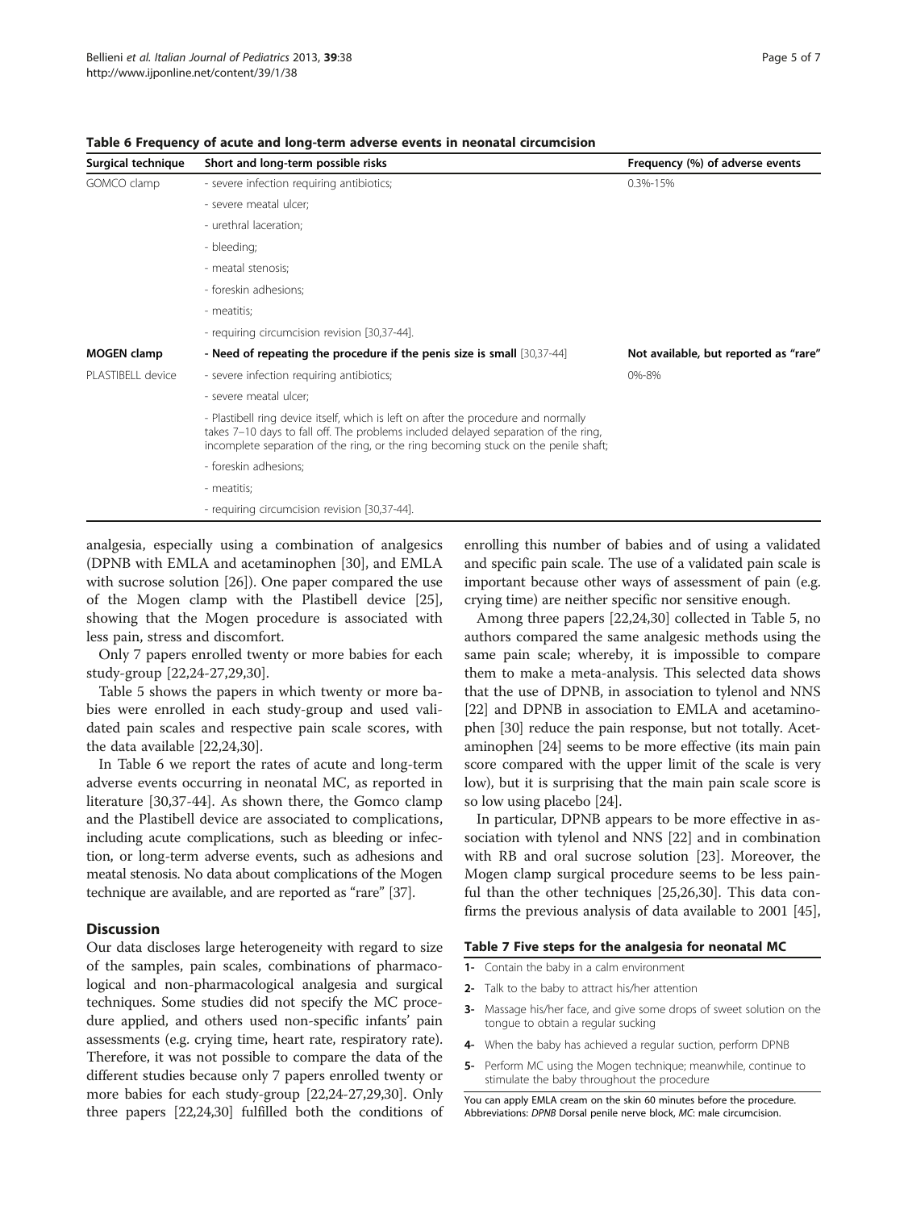**Table 6 Frequency of acute and long-term adverse events in neonatal circumcision**

| Surgical technique | Short and long-term possible risks | Frequency (%) of adverse events |
|---|---|---|
| GOMCO clamp | - severe infection requiring antibiotics; | 0.3%-15% |
| | - severe meatal ulcer; | |
| | - urethral laceration; | |
| | - bleeding; | |
| | - meatal stenosis; | |
| | - foreskin adhesions; | |
| | - meatitis; | |
| | - requiring circumcision revision [30,37-44]. | |
| **MOGEN clamp** | **- Need of repeating the procedure if the penis size is small** [30,37-44] | **Not available, but reported as "rare"** |
| PLASTIBELL device | - severe infection requiring antibiotics; | 0%-8% |
| | - severe meatal ulcer; | |
| | - Plastibell ring device itself, which is left on after the procedure and normally takes 7–10 days to fall off. The problems included delayed separation of the ring, incomplete separation of the ring, or the ring becoming stuck on the penile shaft; | |
| | - foreskin adhesions; | |
| | - meatitis; | |
| | - requiring circumcision revision [30,37-44]. | |

analgesia, especially using a combination of analgesics (DPNB with EMLA and acetaminophen [30], and EMLA with sucrose solution [26]). One paper compared the use of the Mogen clamp with the Plastibell device [25], showing that the Mogen procedure is associated with less pain, stress and discomfort.

Only 7 papers enrolled twenty or more babies for each study-group [22,24-27,29,30].

Table 5 shows the papers in which twenty or more babies were enrolled in each study-group and used validated pain scales and respective pain scale scores, with the data available [22,24,30].

In Table 6 we report the rates of acute and long-term adverse events occurring in neonatal MC, as reported in literature [30,37-44]. As shown there, the Gomco clamp and the Plastibell device are associated to complications, including acute complications, such as bleeding or infection, or long-term adverse events, such as adhesions and meatal stenosis. No data about complications of the Mogen technique are available, and are reported as "rare" [37].

## Discussion

Our data discloses large heterogeneity with regard to size of the samples, pain scales, combinations of pharmacological and non-pharmacological analgesia and surgical techniques. Some studies did not specify the MC procedure applied, and others used non-specific infants' pain assessments (e.g. crying time, heart rate, respiratory rate). Therefore, it was not possible to compare the data of the different studies because only 7 papers enrolled twenty or more babies for each study-group [22,24-27,29,30]. Only three papers [22,24,30] fulfilled both the conditions of enrolling this number of babies and of using a validated and specific pain scale. The use of a validated pain scale is important because other ways of assessment of pain (e.g. crying time) are neither specific nor sensitive enough.

Among three papers [22,24,30] collected in Table 5, no authors compared the same analgesic methods using the same pain scale; whereby, it is impossible to compare them to make a meta-analysis. This selected data shows that the use of DPNB, in association to tylenol and NNS [22] and DPNB in association to EMLA and acetaminophen [30] reduce the pain response, but not totally. Acetaminophen [24] seems to be more effective (its main pain score compared with the upper limit of the scale is very low), but it is surprising that the main pain scale score is so low using placebo [24].

In particular, DPNB appears to be more effective in association with tylenol and NNS [22] and in combination with RB and oral sucrose solution [23]. Moreover, the Mogen clamp surgical procedure seems to be less painful than the other techniques [25,26,30]. This data confirms the previous analysis of data available to 2001 [45],

**Table 7 Five steps for the analgesia for neonatal MC**

| | |
|---|---|
| 1- | Contain the baby in a calm environment |
| 2- | Talk to the baby to attract his/her attention |
| 3- | Massage his/her face, and give some drops of sweet solution on the tongue to obtain a regular sucking |
| 4- | When the baby has achieved a regular suction, perform DPNB |
| 5- | Perform MC using the Mogen technique; meanwhile, continue to stimulate the baby throughout the procedure |

You can apply EMLA cream on the skin 60 minutes before the procedure.
Abbreviations: *DPNB* Dorsal penile nerve block, *MC*: male circumcision.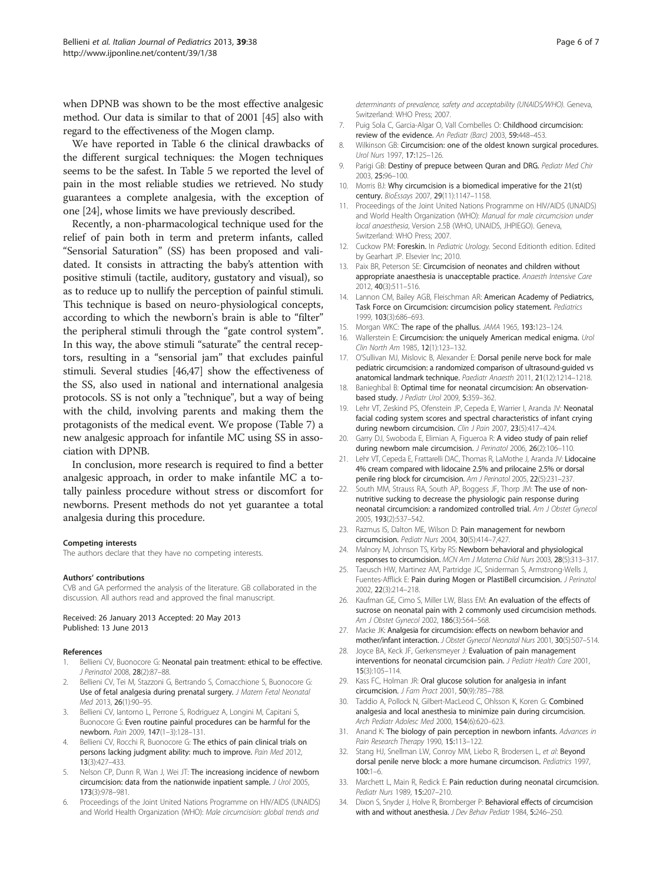when DPNB was shown to be the most effective analgesic method. Our data is similar to that of 2001 [45] also with regard to the effectiveness of the Mogen clamp.

We have reported in Table 6 the clinical drawbacks of the different surgical techniques: the Mogen techniques seems to be the safest. In Table 5 we reported the level of pain in the most reliable studies we retrieved. No study guarantees a complete analgesia, with the exception of one [24], whose limits we have previously described.

Recently, a non-pharmacological technique used for the relief of pain both in term and preterm infants, called "Sensorial Saturation" (SS) has been proposed and validated. It consists in attracting the baby's attention with positive stimuli (tactile, auditory, gustatory and visual), so as to reduce up to nullify the perception of painful stimuli. This technique is based on neuro-physiological concepts, according to which the newborn's brain is able to "filter" the peripheral stimuli through the "gate control system". In this way, the above stimuli "saturate" the central receptors, resulting in a "sensorial jam" that excludes painful stimuli. Several studies [46,47] show the effectiveness of the SS, also used in national and international analgesia protocols. SS is not only a "technique", but a way of being with the child, involving parents and making them the protagonists of the medical event. We propose (Table 7) a new analgesic approach for infantile MC using SS in association with DPNB.

In conclusion, more research is required to find a better analgesic approach, in order to make infantile MC a totally painless procedure without stress or discomfort for newborns. Present methods do not yet guarantee a total analgesia during this procedure.

#### Competing interests

The authors declare that they have no competing interests.

#### Authors' contributions

CVB and GA performed the analysis of the literature. GB collaborated in the discussion. All authors read and approved the final manuscript.

Received: 26 January 2013 Accepted: 20 May 2013
Published: 13 June 2013

#### References

1. Bellieni CV, Buonocore G: **Neonatal pain treatment: ethical to be effective.** *J Perinatol* 2008, **28**(2):87–88.
2. Bellieni CV, Tei M, Stazzoni G, Bertrando S, Cornacchione S, Buonocore G: **Use of fetal analgesia during prenatal surgery.** *J Matern Fetal Neonatal Med* 2013, **26**(1):90–95.
3. Bellieni CV, Iantorno L, Perrone S, Rodriguez A, Longini M, Capitani S, Buonocore G: **Even routine painful procedures can be harmful for the newborn.** *Pain* 2009, **147**(1–3):128–131.
4. Bellieni CV, Rocchi R, Buonocore G: **The ethics of pain clinical trials on persons lacking judgment ability: much to improve.** *Pain Med* 2012, **13**(3):427–433.
5. Nelson CP, Dunn R, Wan J, Wei JT: **The increasiong incidence of newborn circumcision: data from the nationwide inpatient sample.** *J Urol* 2005, **173**(3):978–981.
6. Proceedings of the Joint United Nations Programme on HIV/AIDS (UNAIDS) and World Health Organization (WHO): *Male circumcision: global trends and determinants of prevalence, safety and acceptability (UNAIDS/WHO).* Geneva, Switzerland: WHO Press; 2007.
7. Puig Sola C, Garcia-Algar O, Vall Combelles O: **Childhood circumcision: review of the evidence.** *An Pediatr (Barc)* 2003, **59**:448–453.
8. Wilkinson GB: **Circumcision: one of the oldest known surgical procedures.** *Urol Nurs* 1997, **17**:125–126.
9. Parigi GB: **Destiny of prepuce between Quran and DRG.** *Pediatr Med Chir* 2003, **25**:96–100.
10. Morris BJ: **Why circumcision is a biomedical imperative for the 21(st) century.** *BioEssays* 2007, **29**(11):1147–1158.
11. Proceedings of the Joint United Nations Programme on HIV/AIDS (UNAIDS) and World Health Organization (WHO): *Manual for male circumcision under local anaesthesia*, Version 2.5B (WHO, UNAIDS, JHPIEGO). Geneva, Switzerland: WHO Press; 2007.
12. Cuckow PM: **Foreskin.** In *Pediatric Urology.* Second Editionth edition. Edited by Gearhart JP. Elsevier Inc; 2010.
13. Paix BR, Peterson SE: **Circumcision of neonates and children without appropriate anaesthesia is unacceptable practice.** *Anaesth Intensive Care* 2012, **40**(3):511–516.
14. Lannon CM, Bailey AGB, Fleischman AR: **American Academy of Pediatrics, Task Force on Circumcision: circumcision policy statement.** *Pediatrics* 1999, **103**(3):686–693.
15. Morgan WKC: **The rape of the phallus.** *JAMA* 1965, **193**:123–124.
16. Wallerstein E: **Circumcision: the uniquely American medical enigma.** *Urol Clin North Am* 1985, **12**(1):123–132.
17. O'Sullivan MJ, Mislovic B, Alexander E: **Dorsal penile nerve bock for male pediatric circumcision: a randomized comparison of ultrasound-guided vs anatomical landmark technique.** *Paediatr Anaesth* 2011, **21**(12):1214–1218.
18. Banieghbal B: **Optimal time for neonatal circumcision: An observation-based study.** *J Pediatr Urol* 2009, **5**:359–362.
19. Lehr VT, Zeskind PS, Ofenstein JP, Cepeda E, Warrier I, Aranda JV: **Neonatal facial coding system scores and spectral characteristics of infant crying during newborn circumcision.** *Clin J Pain* 2007, **23**(5):417–424.
20. Garry DJ, Swoboda E, Elimian A, Figueroa R: **A video study of pain relief during newborn male circumcision.** *J Perinatol* 2006, **26**(2):106–110.
21. Lehr VT, Cepeda E, Frattarelli DAC, Thomas R, LaMothe J, Aranda JV: **Lidocaine 4% cream compared with lidocaine 2.5% and prilocaine 2.5% or dorsal penile ring block for circumcision.** *Am J Perinatol* 2005, **22**(5):231–237.
22. South MM, Strauss RA, South AP, Boggess JF, Thorp JM: **The use of non-nutritive sucking to decrease the physiologic pain response during neonatal circumcision: a randomized controlled trial.** *Am J Obstet Gynecol* 2005, **193**(2):537–542.
23. Razmus IS, Dalton ME, Wilson D: **Pain management for newborn circumcision.** *Pediatr Nurs* 2004, **30**(5):414–7,427.
24. Malnory M, Johnson TS, Kirby RS: **Newborn behavioral and physiological responses to circumcision.** *MCN Am J Materna Child Nurs* 2003, **28**(5):313–317.
25. Taeusch HW, Martinez AM, Partridge JC, Sniderman S, Armstrong-Wells J, Fuentes-Afflick E: **Pain during Mogen or PlastiBell circumcision.** *J Perinatol* 2002, **22**(3):214–218.
26. Kaufman GE, Cimo S, Miller LW, Blass EM: **An evaluation of the effects of sucrose on neonatal pain with 2 commonly used circumcision methods.** *Am J Obstet Gynecol* 2002, **186**(3):564–568.
27. Macke JK: **Analgesia for circumcision: effects on newborn behavior and mother/infant interaction.** *J Obstet Gynecol Neonatal Nurs* 2001, **30**(5):507–514.
28. Joyce BA, Keck JF, Gerkensmeyer J: **Evaluation of pain management interventions for neonatal circumcision pain.** *J Pediatr Health Care* 2001, **15**(3):105–114.
29. Kass FC, Holman JR: **Oral glucose solution for analgesia in infant circumcision.** *J Fam Pract* 2001, **50**(9):785–788.
30. Taddio A, Pollock N, Gilbert-MacLeod C, Ohlsson K, Koren G: **Combined analgesia and local anesthesia to minimize pain during circumcision.** *Arch Pediatr Adolesc Med* 2000, **154**(6):620–623.
31. Anand K: **The biology of pain perception in newborn infants.** *Advances in Pain Research Therapy* 1990, **15**:113–122.
32. Stang HJ, Snellman LW, Conroy MM, Liebo R, Brodersen L, *et al*: **Beyond dorsal penile nerve block: a more humane circumcison.** *Pediatrics* 1997, **100**:1–6.
33. Marchett L, Main R, Redick E: **Pain reduction during neonatal circumcision.** *Pediatr Nurs* 1989, **15**:207–210.
34. Dixon S, Snyder J, Holve R, Bromberger P: **Behavioral effects of circumcision with and without anesthesia.** *J Dev Behav Pediatr* 1984, **5**:246–250.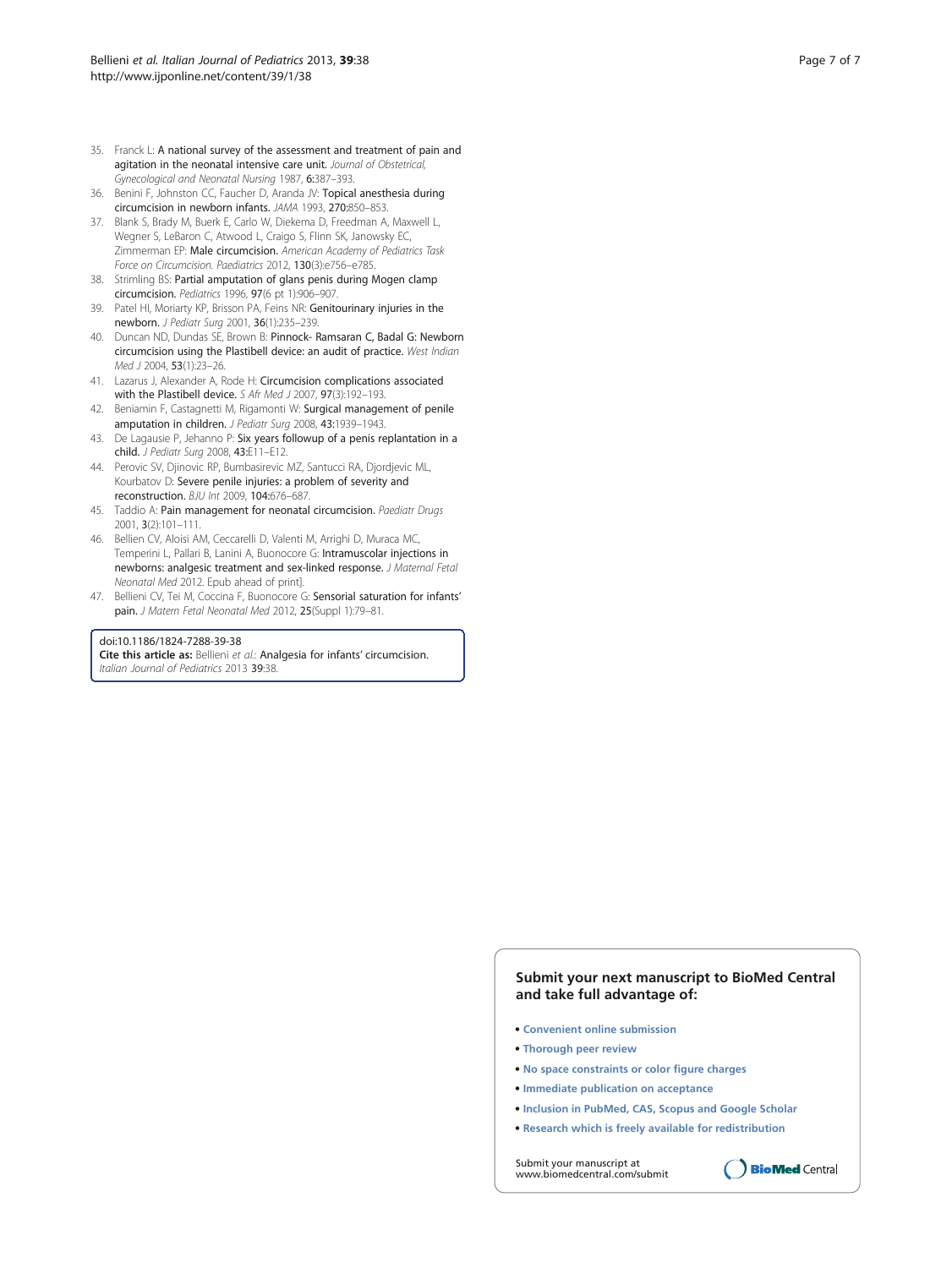35. Franck L: A national survey of the assessment and treatment of pain and agitation in the neonatal intensive care unit. *Journal of Obstetrical, Gynecological and Neonatal Nursing* 1987, **6**:387–393.
36. Benini F, Johnston CC, Faucher D, Aranda JV: Topical anesthesia during circumcision in newborn infants. *JAMA* 1993, **270**:850–853.
37. Blank S, Brady M, Buerk E, Carlo W, Diekema D, Freedman A, Maxwell L, Wegner S, LeBaron C, Atwood L, Craigo S, Flinn SK, Janowsky EC, Zimmerman EP: Male circumcision. *American Academy of Pediatrics Task Force on Circumcision. Paediatrics* 2012, **130**(3):e756–e785.
38. Strimling BS: Partial amputation of glans penis during Mogen clamp circumcision. *Pediatrics* 1996, **97**(6 pt 1):906–907.
39. Patel HI, Moriarty KP, Brisson PA, Feins NR: Genitourinary injuries in the newborn. *J Pediatr Surg* 2001, **36**(1):235–239.
40. Duncan ND, Dundas SE, Brown B: Pinnock- Ramsaran C, Badal G: Newborn circumcision using the Plastibell device: an audit of practice. *West Indian Med J* 2004, **53**(1):23–26.
41. Lazarus J, Alexander A, Rode H: Circumcision complications associated with the Plastibell device. *S Afr Med J* 2007, **97**(3):192–193.
42. Beniamin F, Castagnetti M, Rigamonti W: Surgical management of penile amputation in children. *J Pediatr Surg* 2008, **43**:1939–1943.
43. De Lagausie P, Jehanno P: Six years followup of a penis replantation in a child. *J Pediatr Surg* 2008, **43**:E11–E12.
44. Perovic SV, Djinovic RP, Bumbasirevic MZ, Santucci RA, Djordjevic ML, Kourbatov D: Severe penile injuries: a problem of severity and reconstruction. *BJU Int* 2009, **104**:676–687.
45. Taddio A: Pain management for neonatal circumcision. *Paediatr Drugs* 2001, **3**(2):101–111.
46. Bellien CV, Aloisi AM, Ceccarelli D, Valenti M, Arrighi D, Muraca MC, Temperini L, Pallari B, Lanini A, Buonocore G: Intramuscolar injections in newborns: analgesic treatment and sex-linked response. *J Maternal Fetal Neonatal Med* 2012. Epub ahead of print].
47. Bellieni CV, Tei M, Coccina F, Buonocore G: Sensorial saturation for infants' pain. *J Matern Fetal Neonatal Med* 2012, **25**(Suppl 1):79–81.

doi:10.1186/1824-7288-39-38
**Cite this article as:** Bellieni *et al.*: Analgesia for infants' circumcision. *Italian Journal of Pediatrics* 2013 **39**:38.

**Submit your next manuscript to BioMed Central and take full advantage of:**

- **Convenient online submission**
- **Thorough peer review**
- **No space constraints or color figure charges**
- **Immediate publication on acceptance**
- **Inclusion in PubMed, CAS, Scopus and Google Scholar**
- **Research which is freely available for redistribution**

Submit your manuscript at
www.biomedcentral.com/submit

BioMed Central